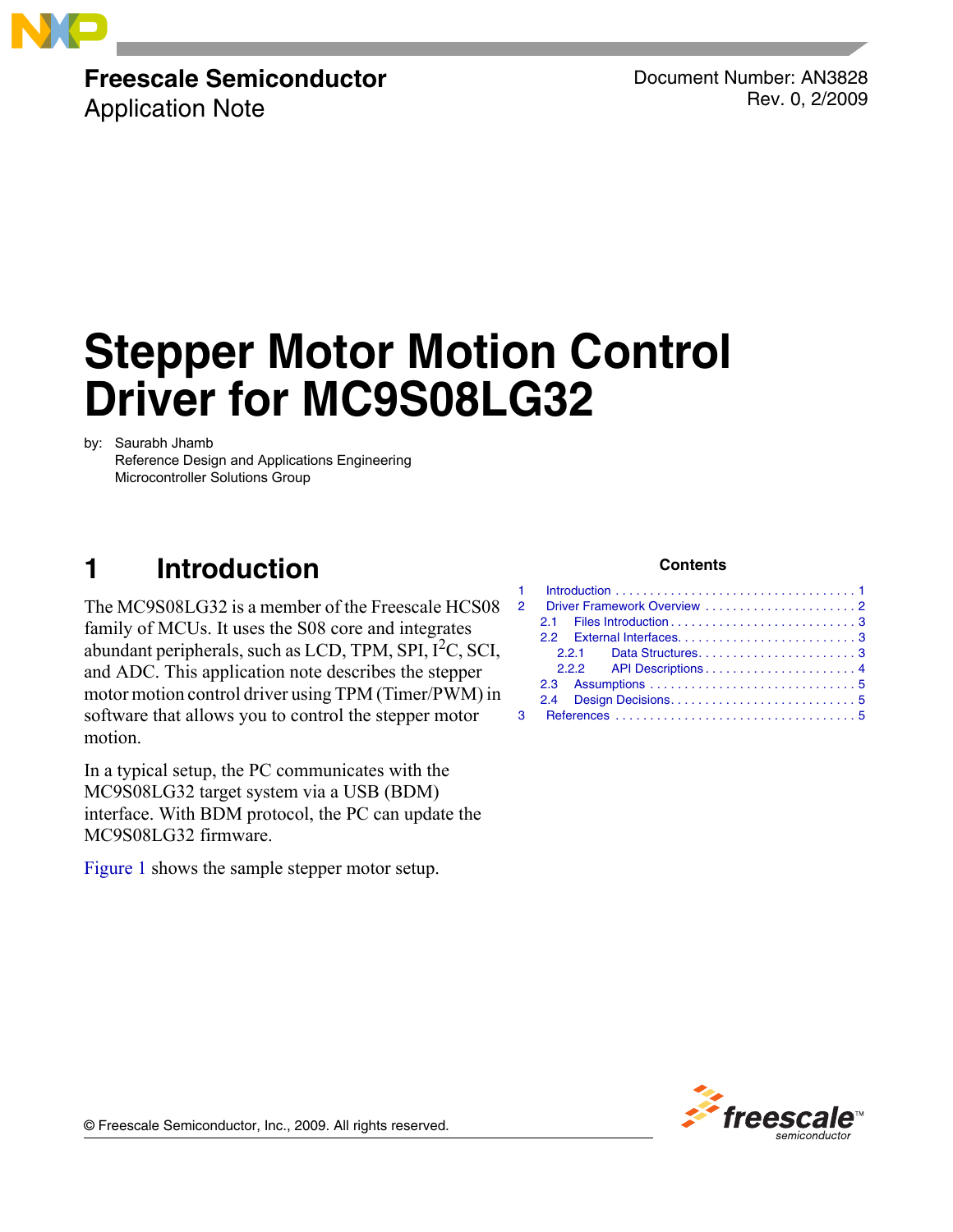**Freescale Semiconductor**
Application Note

Document Number: AN3828
Rev. 0, 2/2009

# Stepper Motor Motion Control Driver for MC9S08LG32

by: Saurabh Jhamb
Reference Design and Applications Engineering
Microcontroller Solutions Group

## 1 Introduction

The MC9S08LG32 is a member of the Freescale HCS08 family of MCUs. It uses the S08 core and integrates abundant peripherals, such as LCD, TPM, SPI, I²C, SCI, and ADC. This application note describes the stepper motor motion control driver using TPM (Timer/PWM) in software that allows you to control the stepper motor motion.

In a typical setup, the PC communicates with the MC9S08LG32 target system via a USB (BDM) interface. With BDM protocol, the PC can update the MC9S08LG32 firmware.

Figure 1 shows the sample stepper motor setup.

**Contents**

1 Introduction . . . . . 1
2 Driver Framework Overview . . . . . 2
  2.1 Files Introduction . . . . . 3
  2.2 External Interfaces . . . . . 3
    2.2.1 Data Structures . . . . . 3
    2.2.2 API Descriptions . . . . . 4
  2.3 Assumptions . . . . . 5
  2.4 Design Decisions . . . . . 5
3 References . . . . . 5

© Freescale Semiconductor, Inc., 2009. All rights reserved.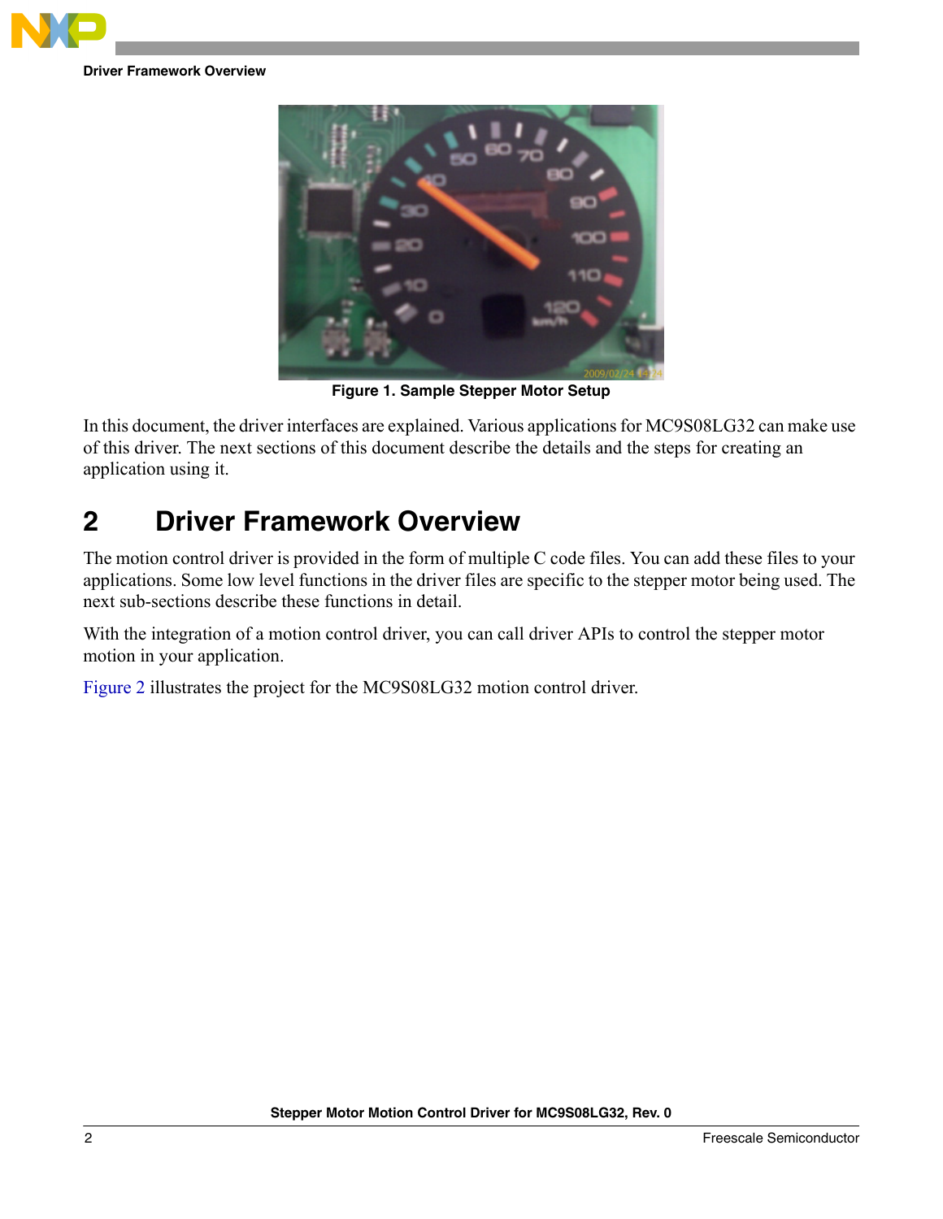Figure 1. Sample Stepper Motor Setup

In this document, the driver interfaces are explained. Various applications for MC9S08LG32 can make use of this driver. The next sections of this document describe the details and the steps for creating an application using it.

## 2 Driver Framework Overview

The motion control driver is provided in the form of multiple C code files. You can add these files to your applications. Some low level functions in the driver files are specific to the stepper motor being used. The next sub-sections describe these functions in detail.

With the integration of a motion control driver, you can call driver APIs to control the stepper motor motion in your application.

Figure 2 illustrates the project for the MC9S08LG32 motion control driver.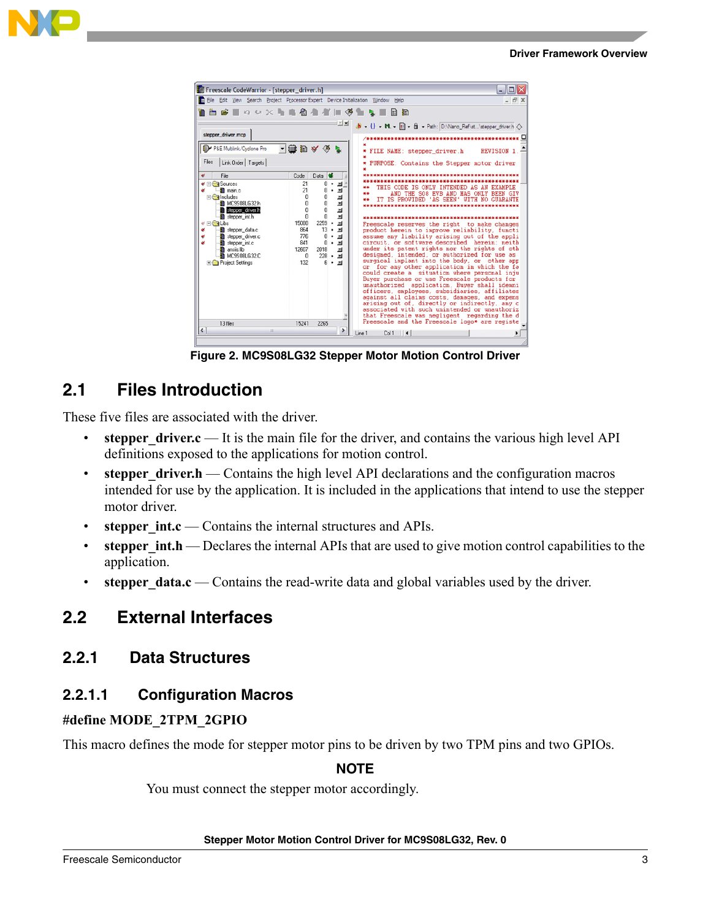Figure 2. MC9S08LG32 Stepper Motor Motion Control Driver

## 2.1 Files Introduction

These five files are associated with the driver.

- **stepper_driver.c** — It is the main file for the driver, and contains the various high level API definitions exposed to the applications for motion control.
- **stepper_driver.h** — Contains the high level API declarations and the configuration macros intended for use by the application. It is included in the applications that intend to use the stepper motor driver.
- **stepper_int.c** — Contains the internal structures and APIs.
- **stepper_int.h** — Declares the internal APIs that are used to give motion control capabilities to the application.
- **stepper_data.c** — Contains the read-write data and global variables used by the driver.

## 2.2 External Interfaces

### 2.2.1 Data Structures

#### 2.2.1.1 Configuration Macros

**#define MODE_2TPM_2GPIO**

This macro defines the mode for stepper motor pins to be driven by two TPM pins and two GPIOs.

**NOTE**

You must connect the stepper motor accordingly.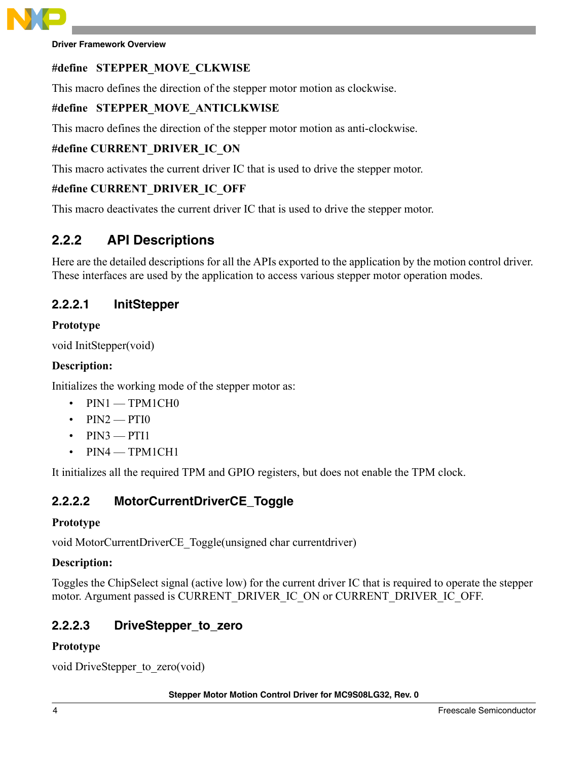**#define STEPPER_MOVE_CLKWISE**

This macro defines the direction of the stepper motor motion as clockwise.

**#define STEPPER_MOVE_ANTICLKWISE**

This macro defines the direction of the stepper motor motion as anti-clockwise.

**#define CURRENT_DRIVER_IC_ON**

This macro activates the current driver IC that is used to drive the stepper motor.

**#define CURRENT_DRIVER_IC_OFF**

This macro deactivates the current driver IC that is used to drive the stepper motor.

## 2.2.2 API Descriptions

Here are the detailed descriptions for all the APIs exported to the application by the motion control driver. These interfaces are used by the application to access various stepper motor operation modes.

### 2.2.2.1 InitStepper

**Prototype**

void InitStepper(void)

**Description:**

Initializes the working mode of the stepper motor as:

- PIN1 — TPM1CH0
- PIN2 — PTI0
- PIN3 — PTI1
- PIN4 — TPM1CH1

It initializes all the required TPM and GPIO registers, but does not enable the TPM clock.

### 2.2.2.2 MotorCurrentDriverCE_Toggle

**Prototype**

void MotorCurrentDriverCE_Toggle(unsigned char currentdriver)

**Description:**

Toggles the ChipSelect signal (active low) for the current driver IC that is required to operate the stepper motor. Argument passed is CURRENT_DRIVER_IC_ON or CURRENT_DRIVER_IC_OFF.

### 2.2.2.3 DriveStepper_to_zero

**Prototype**

void DriveStepper_to_zero(void)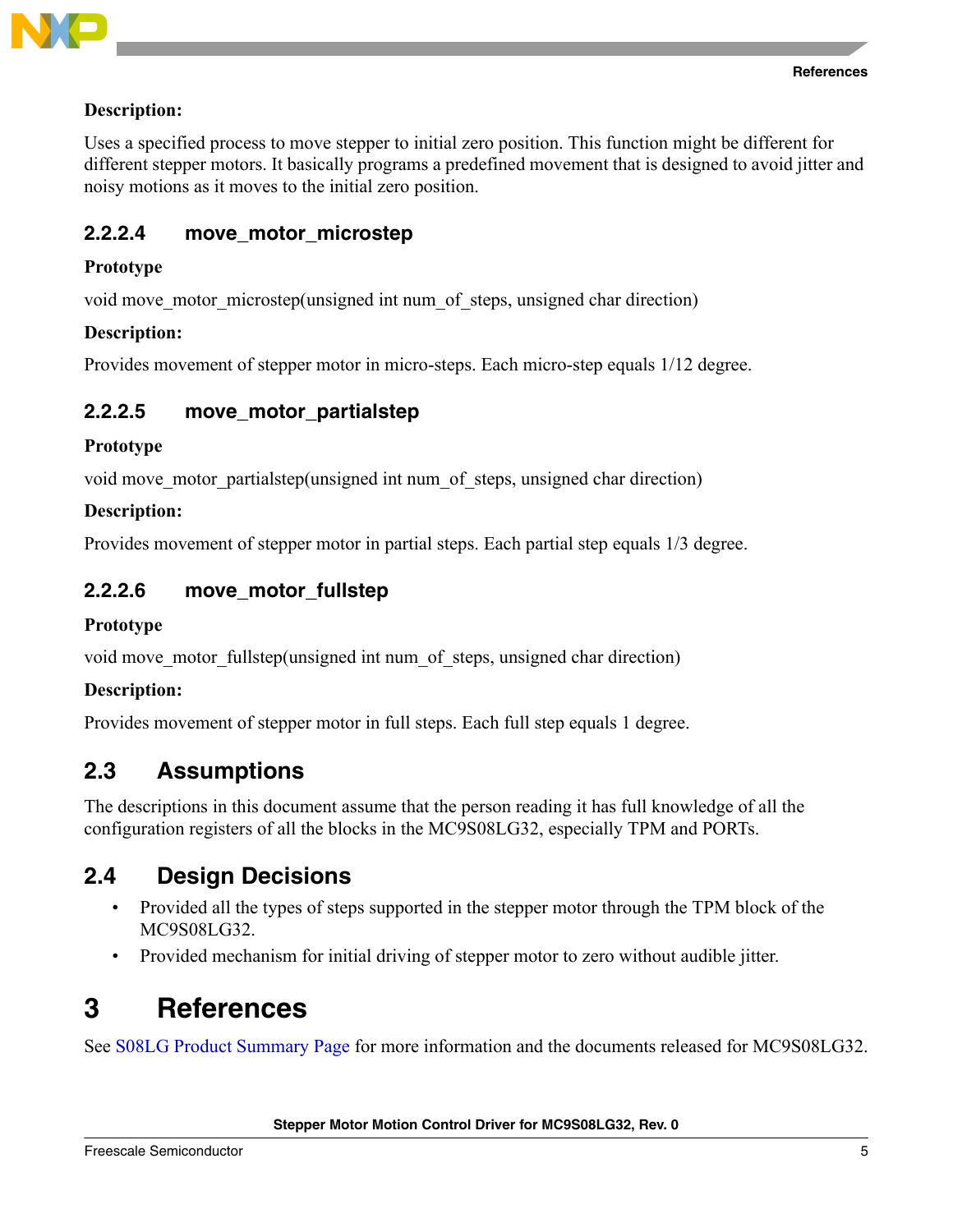**Description:**

Uses a specified process to move stepper to initial zero position. This function might be different for different stepper motors. It basically programs a predefined movement that is designed to avoid jitter and noisy motions as it moves to the initial zero position.

#### 2.2.2.4 move_motor_microstep

**Prototype**

void move_motor_microstep(unsigned int num_of_steps, unsigned char direction)

**Description:**

Provides movement of stepper motor in micro-steps. Each micro-step equals 1/12 degree.

#### 2.2.2.5 move_motor_partialstep

**Prototype**

void move_motor_partialstep(unsigned int num_of_steps, unsigned char direction)

**Description:**

Provides movement of stepper motor in partial steps. Each partial step equals 1/3 degree.

#### 2.2.2.6 move_motor_fullstep

**Prototype**

void move_motor_fullstep(unsigned int num_of_steps, unsigned char direction)

**Description:**

Provides movement of stepper motor in full steps. Each full step equals 1 degree.

## 2.3 Assumptions

The descriptions in this document assume that the person reading it has full knowledge of all the configuration registers of all the blocks in the MC9S08LG32, especially TPM and PORTs.

## 2.4 Design Decisions

- Provided all the types of steps supported in the stepper motor through the TPM block of the MC9S08LG32.
- Provided mechanism for initial driving of stepper motor to zero without audible jitter.

# 3 References

See S08LG Product Summary Page for more information and the documents released for MC9S08LG32.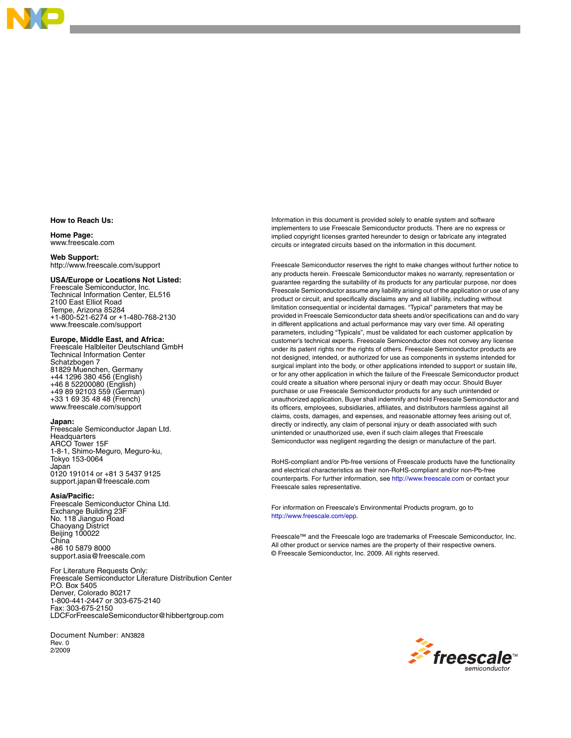**How to Reach Us:**

**Home Page:**
www.freescale.com

**Web Support:**
http://www.freescale.com/support

**USA/Europe or Locations Not Listed:**
Freescale Semiconductor, Inc.
Technical Information Center, EL516
2100 East Elliot Road
Tempe, Arizona 85284
+1-800-521-6274 or +1-480-768-2130
www.freescale.com/support

**Europe, Middle East, and Africa:**
Freescale Halbleiter Deutschland GmbH
Technical Information Center
Schatzbogen 7
81829 Muenchen, Germany
+44 1296 380 456 (English)
+46 8 52200080 (English)
+49 89 92103 559 (German)
+33 1 69 35 48 48 (French)
www.freescale.com/support

**Japan:**
Freescale Semiconductor Japan Ltd.
Headquarters
ARCO Tower 15F
1-8-1, Shimo-Meguro, Meguro-ku,
Tokyo 153-0064
Japan
0120 191014 or +81 3 5437 9125
support.japan@freescale.com

**Asia/Pacific:**
Freescale Semiconductor China Ltd.
Exchange Building 23F
No. 118 Jianguo Road
Chaoyang District
Beijing 100022
China
+86 10 5879 8000
support.asia@freescale.com

For Literature Requests Only:
Freescale Semiconductor Literature Distribution Center
P.O. Box 5405
Denver, Colorado 80217
1-800-441-2447 or 303-675-2140
Fax: 303-675-2150
LDCForFreescaleSemiconductor@hibbertgroup.com

Document Number: AN3828
Rev. 0
2/2009

Information in this document is provided solely to enable system and software implementers to use Freescale Semiconductor products. There are no express or implied copyright licenses granted hereunder to design or fabricate any integrated circuits or integrated circuits based on the information in this document.

Freescale Semiconductor reserves the right to make changes without further notice to any products herein. Freescale Semiconductor makes no warranty, representation or guarantee regarding the suitability of its products for any particular purpose, nor does Freescale Semiconductor assume any liability arising out of the application or use of any product or circuit, and specifically disclaims any and all liability, including without limitation consequential or incidental damages. "Typical" parameters that may be provided in Freescale Semiconductor data sheets and/or specifications can and do vary in different applications and actual performance may vary over time. All operating parameters, including "Typicals", must be validated for each customer application by customer's technical experts. Freescale Semiconductor does not convey any license under its patent rights nor the rights of others. Freescale Semiconductor products are not designed, intended, or authorized for use as components in systems intended for surgical implant into the body, or other applications intended to support or sustain life, or for any other application in which the failure of the Freescale Semiconductor product could create a situation where personal injury or death may occur. Should Buyer purchase or use Freescale Semiconductor products for any such unintended or unauthorized application, Buyer shall indemnify and hold Freescale Semiconductor and its officers, employees, subsidiaries, affiliates, and distributors harmless against all claims, costs, damages, and expenses, and reasonable attorney fees arising out of, directly or indirectly, any claim of personal injury or death associated with such unintended or unauthorized use, even if such claim alleges that Freescale Semiconductor was negligent regarding the design or manufacture of the part.

RoHS-compliant and/or Pb-free versions of Freescale products have the functionality and electrical characteristics as their non-RoHS-compliant and/or non-Pb-free counterparts. For further information, see http://www.freescale.com or contact your Freescale sales representative.

For information on Freescale's Environmental Products program, go to http://www.freescale.com/epp.

Freescale™ and the Freescale logo are trademarks of Freescale Semiconductor, Inc. All other product or service names are the property of their respective owners.
© Freescale Semiconductor, Inc. 2009. All rights reserved.